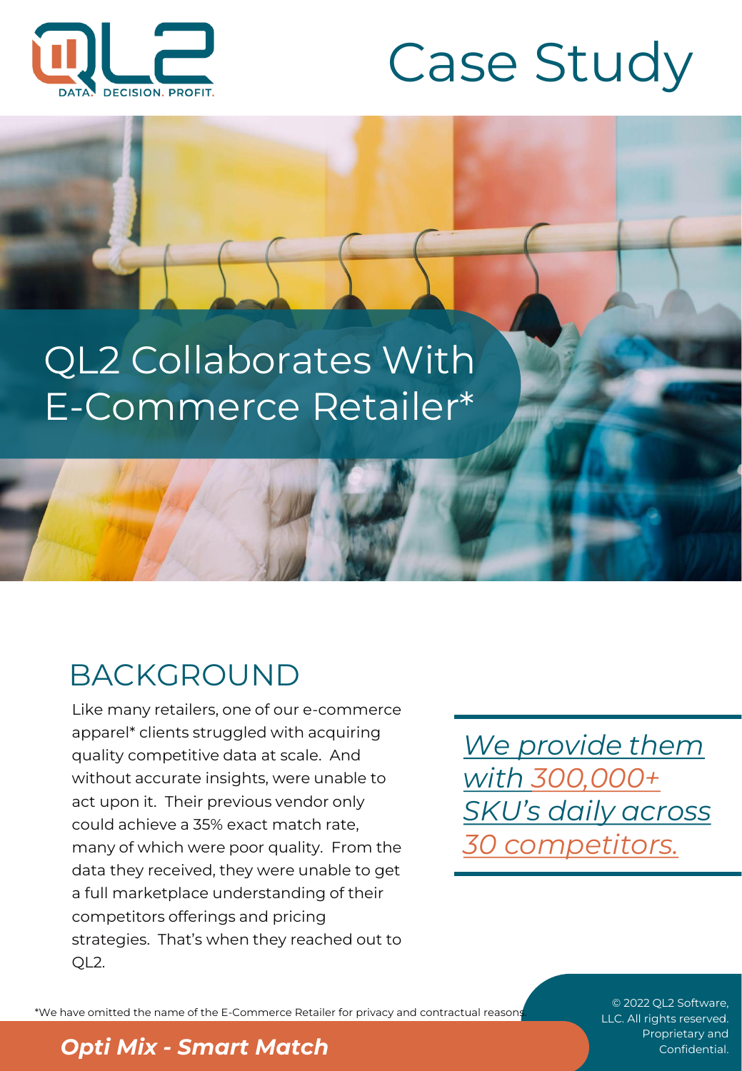# Case Study

## QL2 Collaborates With E-Commerce Retailer*

## BACKGROUND

Like many retailers, one of our e-commerce apparel* clients struggled with acquiring quality competitive data at scale. And without accurate insights, were unable to act upon it. Their previous vendor only could achieve a 35% exact match rate, many of which were poor quality. From the data they received, they were unable to get a full marketplace understanding of their competitors offerings and pricing strategies. That's when they reached out to QL2.

*We provide them with 300,000+ SKU's daily across 30 competitors.*

*We have omitted the name of the E-Commerce Retailer for privacy and contractual reasons.

***Opti Mix - Smart Match***

© 2022 QL2 Software, LLC. All rights reserved. Proprietary and Confidential.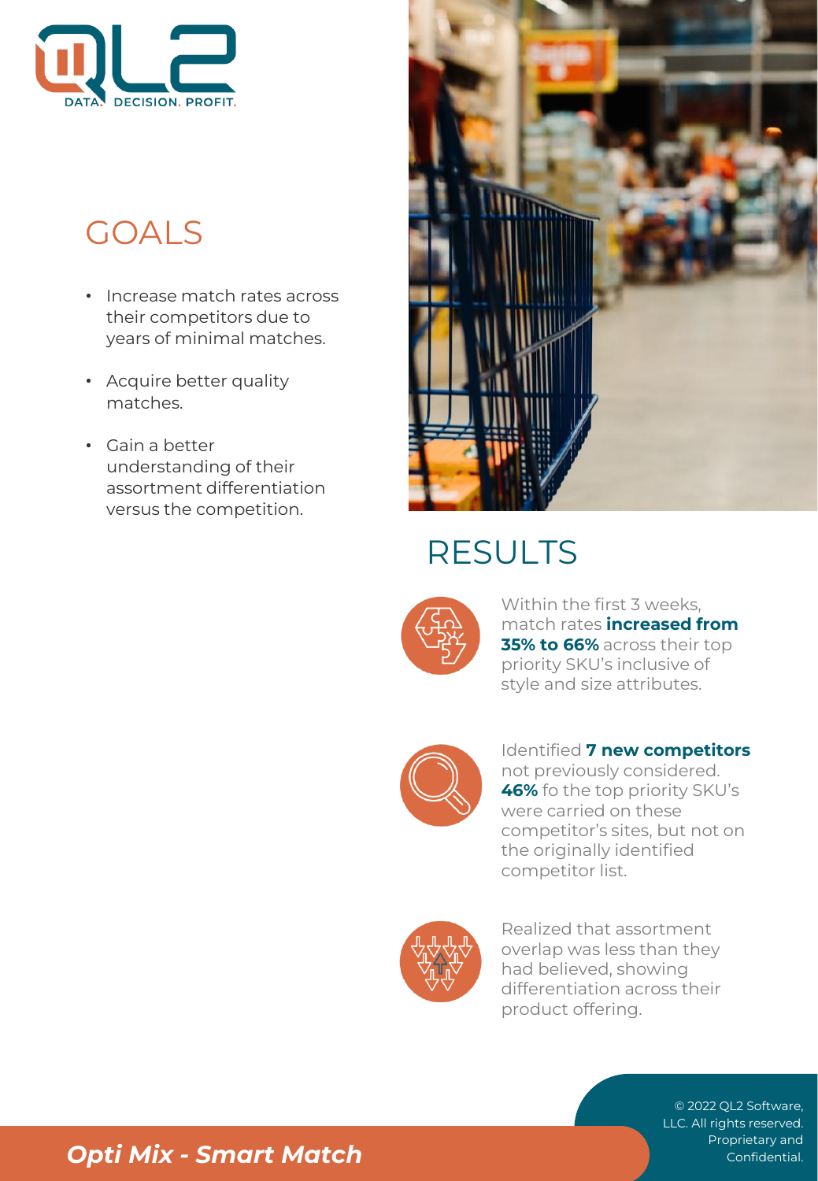## GOALS

- Increase match rates across their competitors due to years of minimal matches.
- Acquire better quality matches.
- Gain a better understanding of their assortment differentiation versus the competition.

## RESULTS

Within the first 3 weeks, match rates **increased from 35% to 66%** across their top priority SKU's inclusive of style and size attributes.

Identified **7 new competitors** not previously considered. **46%** fo the top priority SKU's were carried on these competitor's sites, but not on the originally identified competitor list.

Realized that assortment overlap was less than they had believed, showing differentiation across their product offering.

***Opti Mix - Smart Match***

© 2022 QL2 Software, LLC. All rights reserved. Proprietary and Confidential.